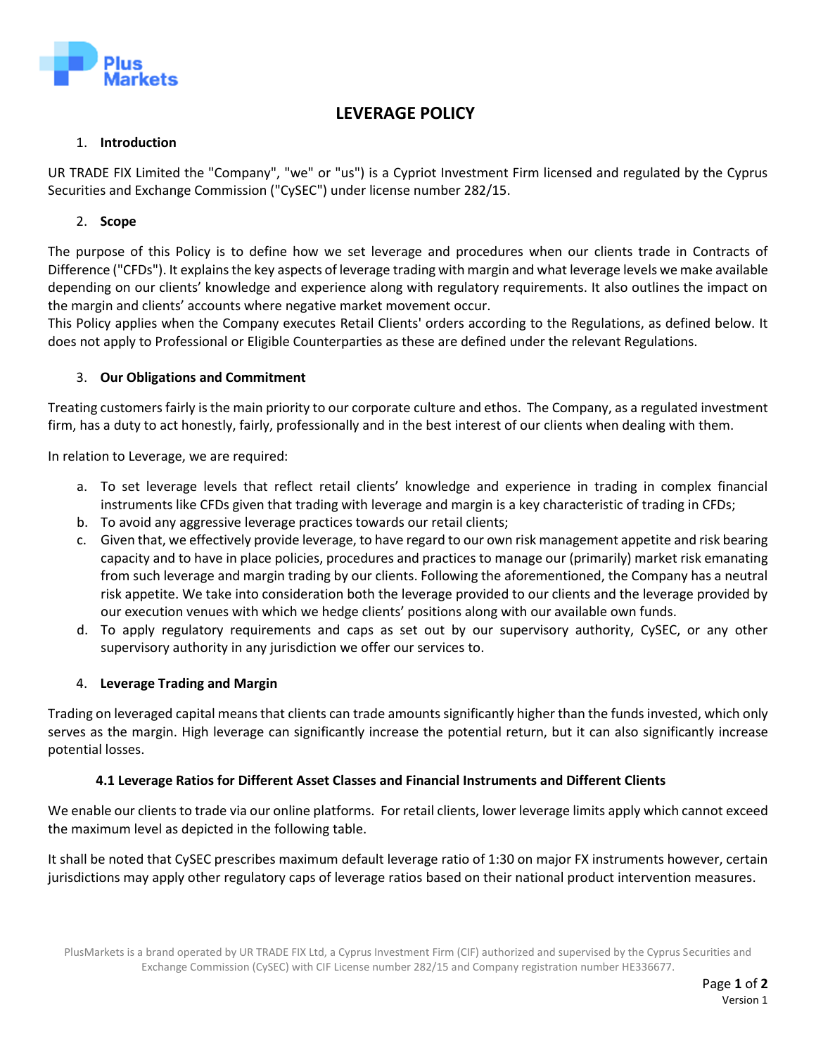# LEVERAGE POLICY

1. **Introduction**

UR TRADE FIX Limited the "Company", "we" or "us") is a Cypriot Investment Firm licensed and regulated by the Cyprus Securities and Exchange Commission ("CySEC") under license number 282/15.

2. **Scope**

The purpose of this Policy is to define how we set leverage and procedures when our clients trade in Contracts of Difference ("CFDs"). It explains the key aspects of leverage trading with margin and what leverage levels we make available depending on our clients' knowledge and experience along with regulatory requirements. It also outlines the impact on the margin and clients' accounts where negative market movement occur.

This Policy applies when the Company executes Retail Clients' orders according to the Regulations, as defined below. It does not apply to Professional or Eligible Counterparties as these are defined under the relevant Regulations.

3. **Our Obligations and Commitment**

Treating customers fairly is the main priority to our corporate culture and ethos. The Company, as a regulated investment firm, has a duty to act honestly, fairly, professionally and in the best interest of our clients when dealing with them.

In relation to Leverage, we are required:

a. To set leverage levels that reflect retail clients' knowledge and experience in trading in complex financial instruments like CFDs given that trading with leverage and margin is a key characteristic of trading in CFDs;
b. To avoid any aggressive leverage practices towards our retail clients;
c. Given that, we effectively provide leverage, to have regard to our own risk management appetite and risk bearing capacity and to have in place policies, procedures and practices to manage our (primarily) market risk emanating from such leverage and margin trading by our clients. Following the aforementioned, the Company has a neutral risk appetite. We take into consideration both the leverage provided to our clients and the leverage provided by our execution venues with which we hedge clients' positions along with our available own funds.
d. To apply regulatory requirements and caps as set out by our supervisory authority, CySEC, or any other supervisory authority in any jurisdiction we offer our services to.

4. **Leverage Trading and Margin**

Trading on leveraged capital means that clients can trade amounts significantly higher than the funds invested, which only serves as the margin. High leverage can significantly increase the potential return, but it can also significantly increase potential losses.

**4.1 Leverage Ratios for Different Asset Classes and Financial Instruments and Different Clients**

We enable our clients to trade via our online platforms. For retail clients, lower leverage limits apply which cannot exceed the maximum level as depicted in the following table.

It shall be noted that CySEC prescribes maximum default leverage ratio of 1:30 on major FX instruments however, certain jurisdictions may apply other regulatory caps of leverage ratios based on their national product intervention measures.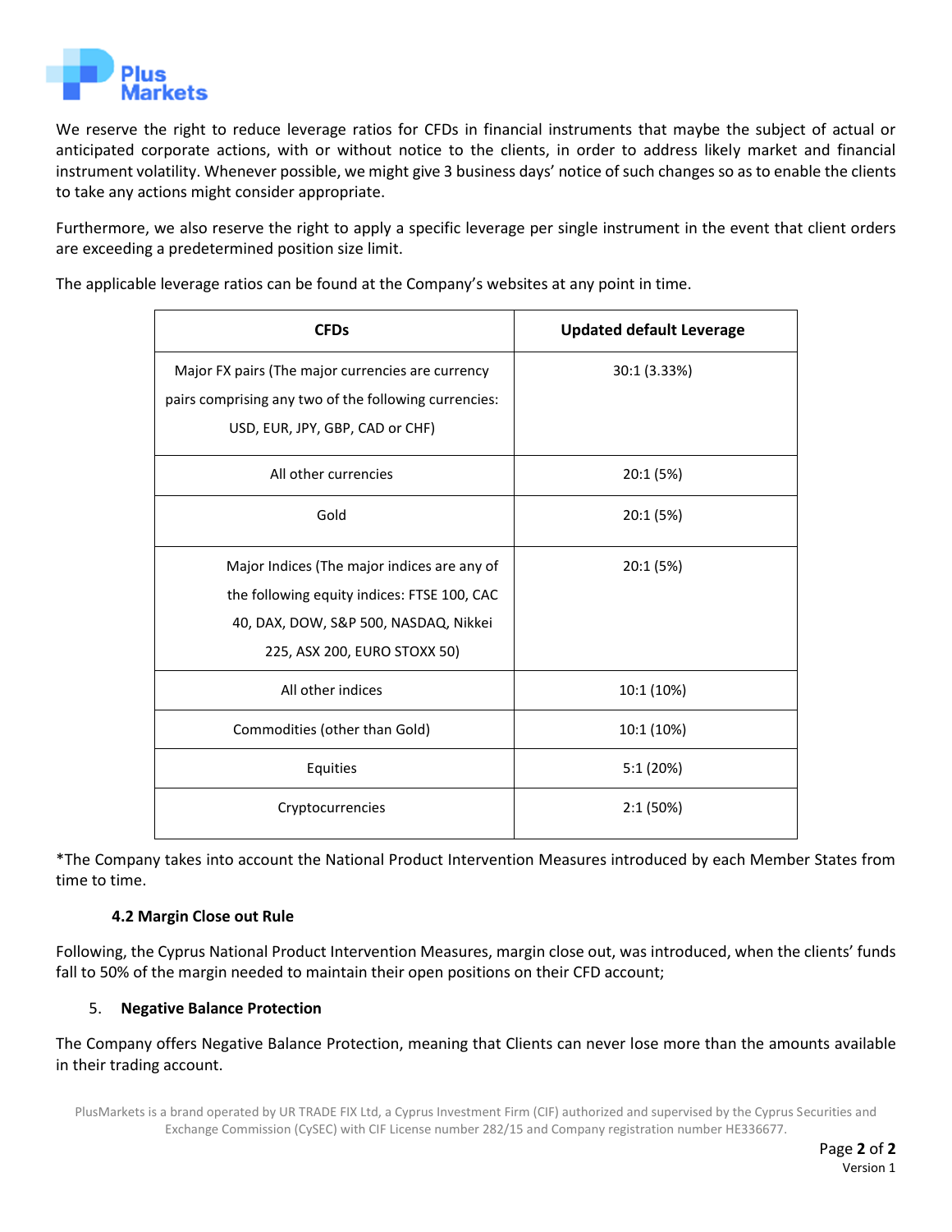We reserve the right to reduce leverage ratios for CFDs in financial instruments that maybe the subject of actual or anticipated corporate actions, with or without notice to the clients, in order to address likely market and financial instrument volatility. Whenever possible, we might give 3 business days' notice of such changes so as to enable the clients to take any actions might consider appropriate.

Furthermore, we also reserve the right to apply a specific leverage per single instrument in the event that client orders are exceeding a predetermined position size limit.

The applicable leverage ratios can be found at the Company's websites at any point in time.

| CFDs | Updated default Leverage |
|---|---|
| Major FX pairs (The major currencies are currency pairs comprising any two of the following currencies: USD, EUR, JPY, GBP, CAD or CHF) | 30:1 (3.33%) |
| All other currencies | 20:1 (5%) |
| Gold | 20:1 (5%) |
| Major Indices (The major indices are any of the following equity indices: FTSE 100, CAC 40, DAX, DOW, S&P 500, NASDAQ, Nikkei 225, ASX 200, EURO STOXX 50) | 20:1 (5%) |
| All other indices | 10:1 (10%) |
| Commodities (other than Gold) | 10:1 (10%) |
| Equities | 5:1 (20%) |
| Cryptocurrencies | 2:1 (50%) |

*The Company takes into account the National Product Intervention Measures introduced by each Member States from time to time.

### 4.2 Margin Close out Rule

Following, the Cyprus National Product Intervention Measures, margin close out, was introduced, when the clients' funds fall to 50% of the margin needed to maintain their open positions on their CFD account;

## 5. Negative Balance Protection

The Company offers Negative Balance Protection, meaning that Clients can never lose more than the amounts available in their trading account.

PlusMarkets is a brand operated by UR TRADE FIX Ltd, a Cyprus Investment Firm (CIF) authorized and supervised by the Cyprus Securities and Exchange Commission (CySEC) with CIF License number 282/15 and Company registration number HE336677.

Version 1